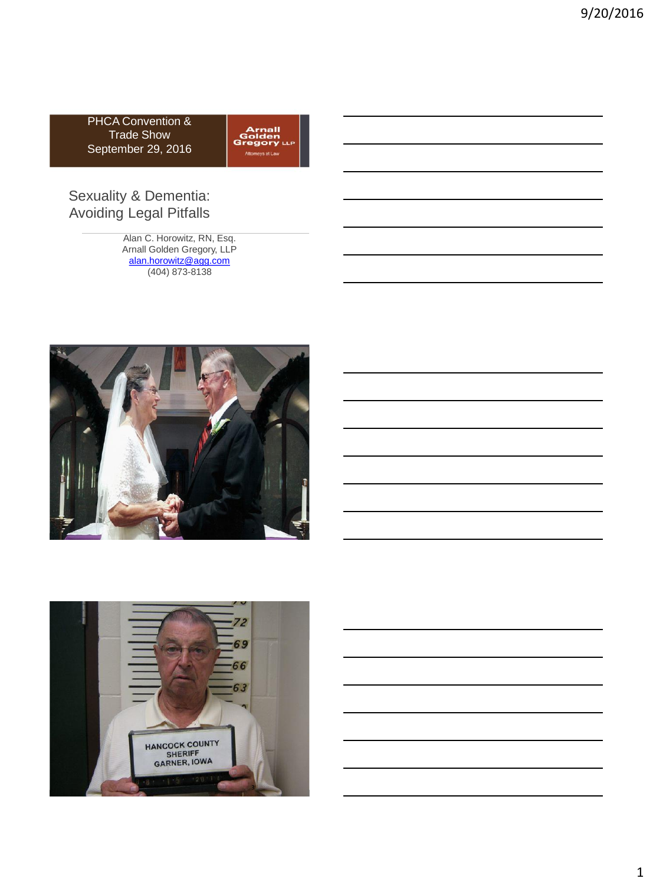PHCA Convention & Trade Show
September 29, 2016

Arnall Golden Gregory LLP
Attorneys at Law

# Sexuality & Dementia: Avoiding Legal Pitfalls

Alan C. Horowitz, RN, Esq.
Arnall Golden Gregory, LLP
alan.horowitz@agg.com
(404) 873-8138

HANCOCK COUNTY SHERIFF
GARNER, IOWA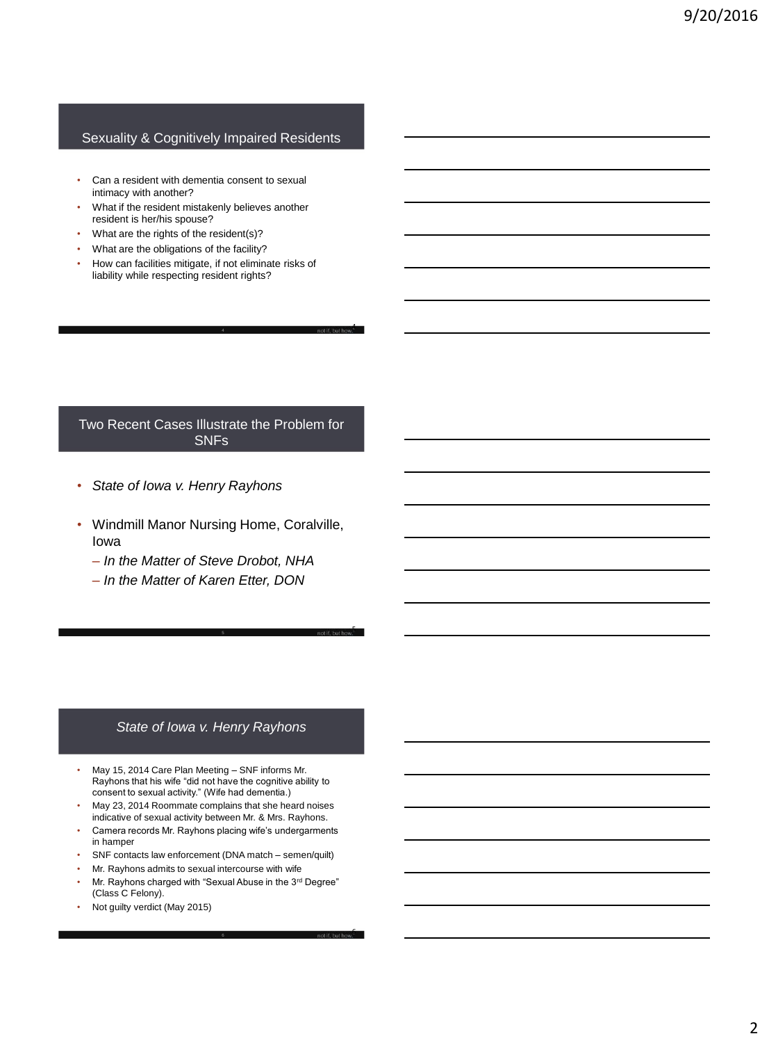## Sexuality & Cognitively Impaired Residents

- Can a resident with dementia consent to sexual intimacy with another?
- What if the resident mistakenly believes another resident is her/his spouse?
- What are the rights of the resident(s)?
- What are the obligations of the facility?
- How can facilities mitigate, if not eliminate risks of liability while respecting resident rights?

## Two Recent Cases Illustrate the Problem for SNFs

- *State of Iowa v. Henry Rayhons*
- Windmill Manor Nursing Home, Coralville, Iowa
  - *In the Matter of Steve Drobot, NHA*
  - *In the Matter of Karen Etter, DON*

## *State of Iowa v. Henry Rayhons*

- May 15, 2014 Care Plan Meeting – SNF informs Mr. Rayhons that his wife "did not have the cognitive ability to consent to sexual activity." (Wife had dementia.)
- May 23, 2014 Roommate complains that she heard noises indicative of sexual activity between Mr. & Mrs. Rayhons.
- Camera records Mr. Rayhons placing wife's undergarments in hamper
- SNF contacts law enforcement (DNA match – semen/quilt)
- Mr. Rayhons admits to sexual intercourse with wife
- Mr. Rayhons charged with "Sexual Abuse in the 3rd Degree" (Class C Felony).
- Not guilty verdict (May 2015)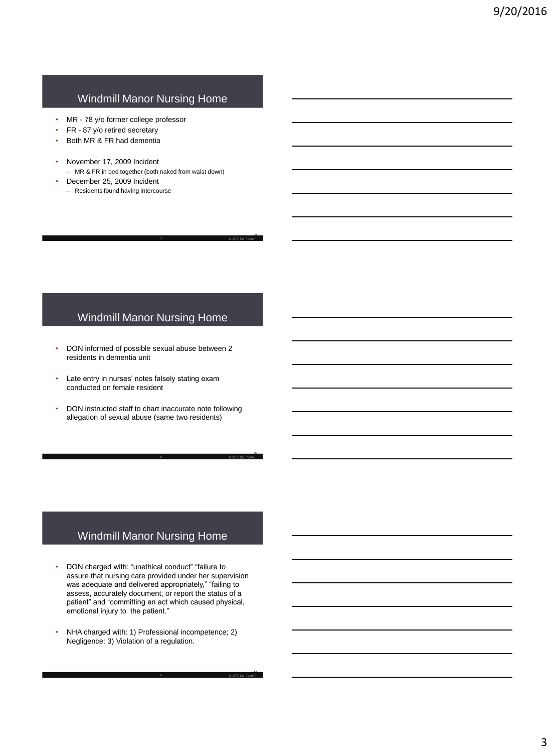## Windmill Manor Nursing Home

- MR - 78 y/o former college professor
- FR - 87 y/o retired secretary
- Both MR & FR had dementia
- November 17, 2009 Incident
  - MR & FR in bed together (both naked from waist down)
- December 25, 2009 Incident
  - Residents found having intercourse

## Windmill Manor Nursing Home

- DON informed of possible sexual abuse between 2 residents in dementia unit
- Late entry in nurses' notes falsely stating exam conducted on female resident
- DON instructed staff to chart inaccurate note following allegation of sexual abuse (same two residents)

## Windmill Manor Nursing Home

- DON charged with: "unethical conduct" "failure to assure that nursing care provided under her supervision was adequate and delivered appropriately," "failing to assess, accurately document, or report the status of a patient" and "committing an act which caused physical, emotional injury to the patient."
- NHA charged with: 1) Professional incompetence; 2) Negligence; 3) Violation of a regulation.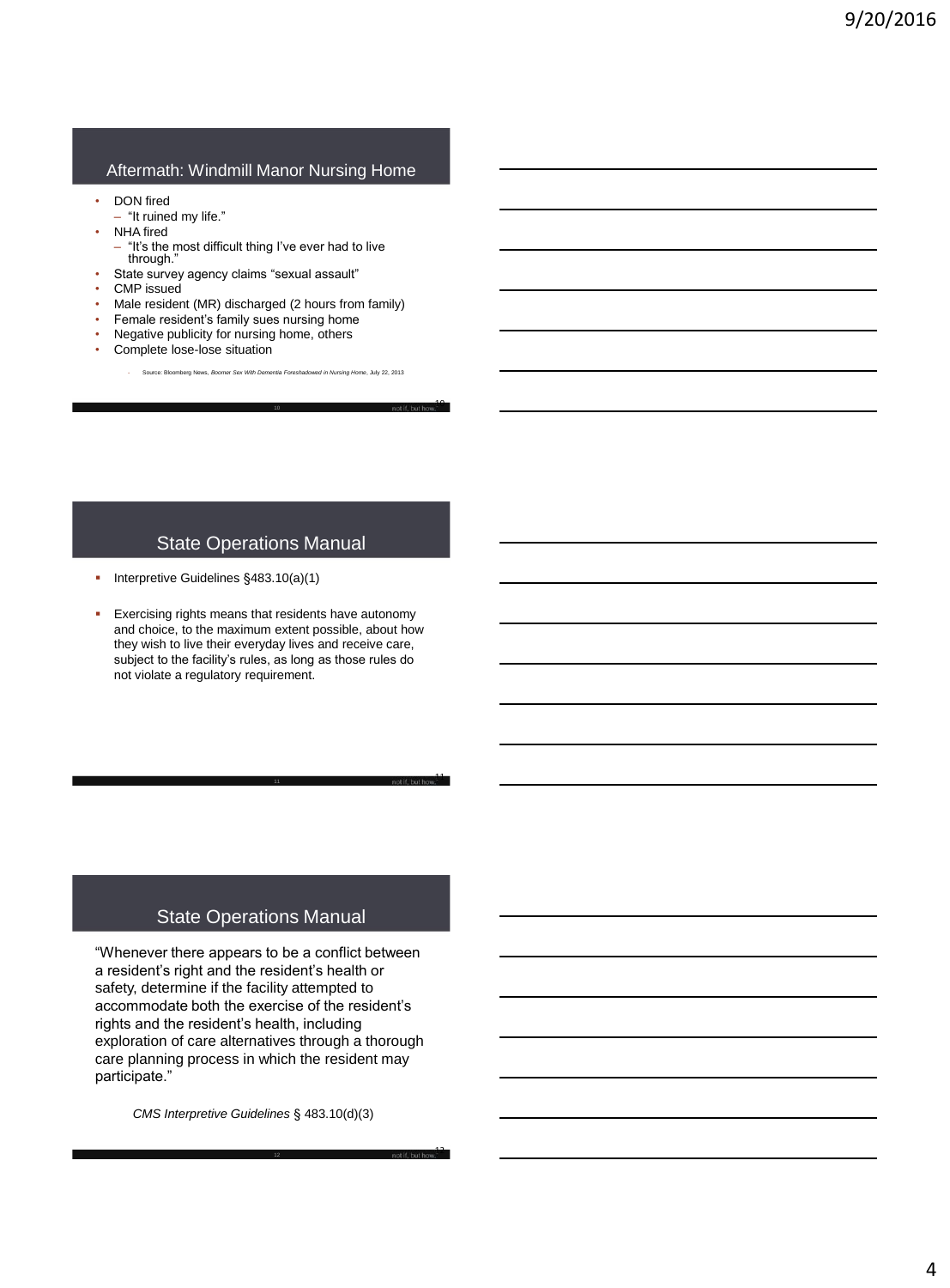## Aftermath: Windmill Manor Nursing Home

- DON fired
  - "It ruined my life."
- NHA fired
  - "It's the most difficult thing I've ever had to live through."
- State survey agency claims "sexual assault"
- CMP issued
- Male resident (MR) discharged (2 hours from family)
- Female resident's family sues nursing home
- Negative publicity for nursing home, others
- Complete lose-lose situation

  - Source: Bloomberg News, *Boomer Sex With Dementia Foreshadowed in Nursing Home*, July 22, 2013

## State Operations Manual

- Interpretive Guidelines §483.10(a)(1)

- Exercising rights means that residents have autonomy and choice, to the maximum extent possible, about how they wish to live their everyday lives and receive care, subject to the facility's rules, as long as those rules do not violate a regulatory requirement.

## State Operations Manual

"Whenever there appears to be a conflict between a resident's right and the resident's health or safety, determine if the facility attempted to accommodate both the exercise of the resident's rights and the resident's health, including exploration of care alternatives through a thorough care planning process in which the resident may participate."

*CMS Interpretive Guidelines* § 483.10(d)(3)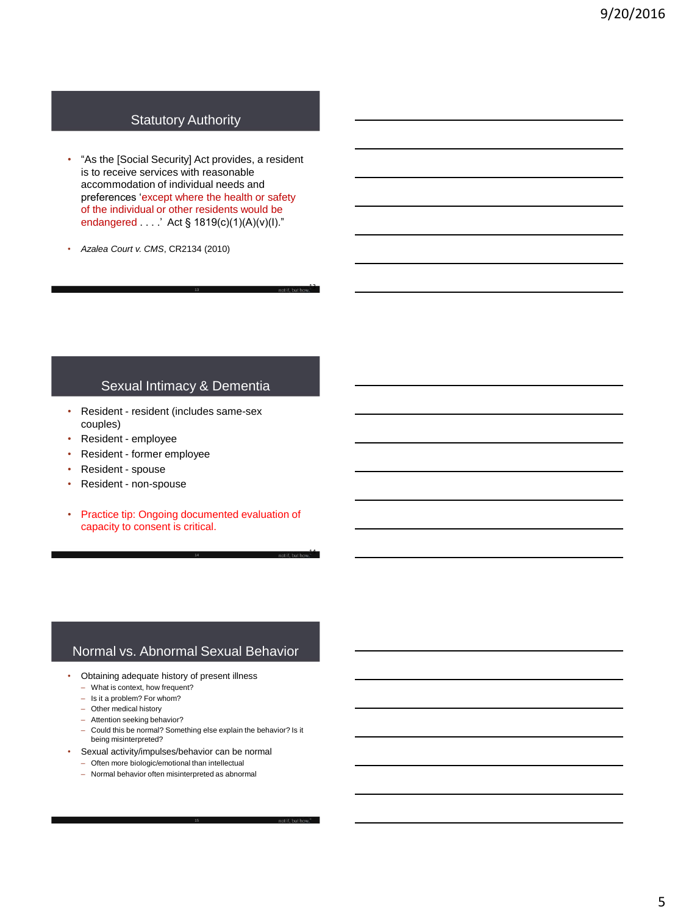## Statutory Authority

- "As the [Social Security] Act provides, a resident is to receive services with reasonable accommodation of individual needs and preferences 'except where the health or safety of the individual or other residents would be endangered . . . .' Act § 1819(c)(1)(A)(v)(I)."
- *Azalea Court v. CMS*, CR2134 (2010)

## Sexual Intimacy & Dementia

- Resident - resident (includes same-sex couples)
- Resident - employee
- Resident - former employee
- Resident - spouse
- Resident - non-spouse
- Practice tip: Ongoing documented evaluation of capacity to consent is critical.

## Normal vs. Abnormal Sexual Behavior

- Obtaining adequate history of present illness
  - What is context, how frequent?
  - Is it a problem? For whom?
  - Other medical history
  - Attention seeking behavior?
  - Could this be normal? Something else explain the behavior? Is it being misinterpreted?
- Sexual activity/impulses/behavior can be normal
  - Often more biologic/emotional than intellectual
  - Normal behavior often misinterpreted as abnormal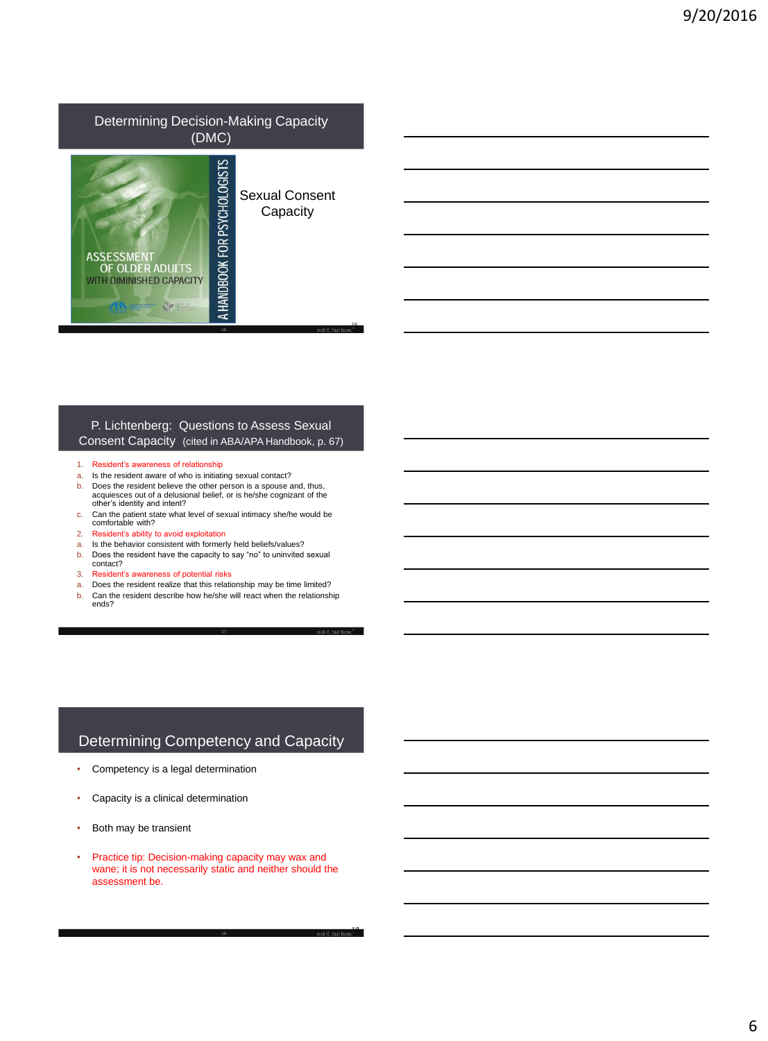## Determining Decision-Making Capacity (DMC)

ASSESSMENT OF OLDER ADULTS WITH DIMINISHED CAPACITY

A HANDBOOK FOR PSYCHOLOGISTS

Sexual Consent Capacity

## P. Lichtenberg: Questions to Assess Sexual Consent Capacity (cited in ABA/APA Handbook, p. 67)

1. Resident's awareness of relationship
   a. Is the resident aware of who is initiating sexual contact?
   b. Does the resident believe the other person is a spouse and, thus, acquiesces out of a delusional belief, or is he/she cognizant of the other's identity and intent?
   c. Can the patient state what level of sexual intimacy she/he would be comfortable with?
2. Resident's ability to avoid exploitation
   a. Is the behavior consistent with formerly held beliefs/values?
   b. Does the resident have the capacity to say "no" to uninvited sexual contact?
3. Resident's awareness of potential risks
   a. Does the resident realize that this relationship may be time limited?
   b. Can the resident describe how he/she will react when the relationship ends?

## Determining Competency and Capacity

- Competency is a legal determination
- Capacity is a clinical determination
- Both may be transient
- Practice tip: Decision-making capacity may wax and wane; it is not necessarily static and neither should the assessment be.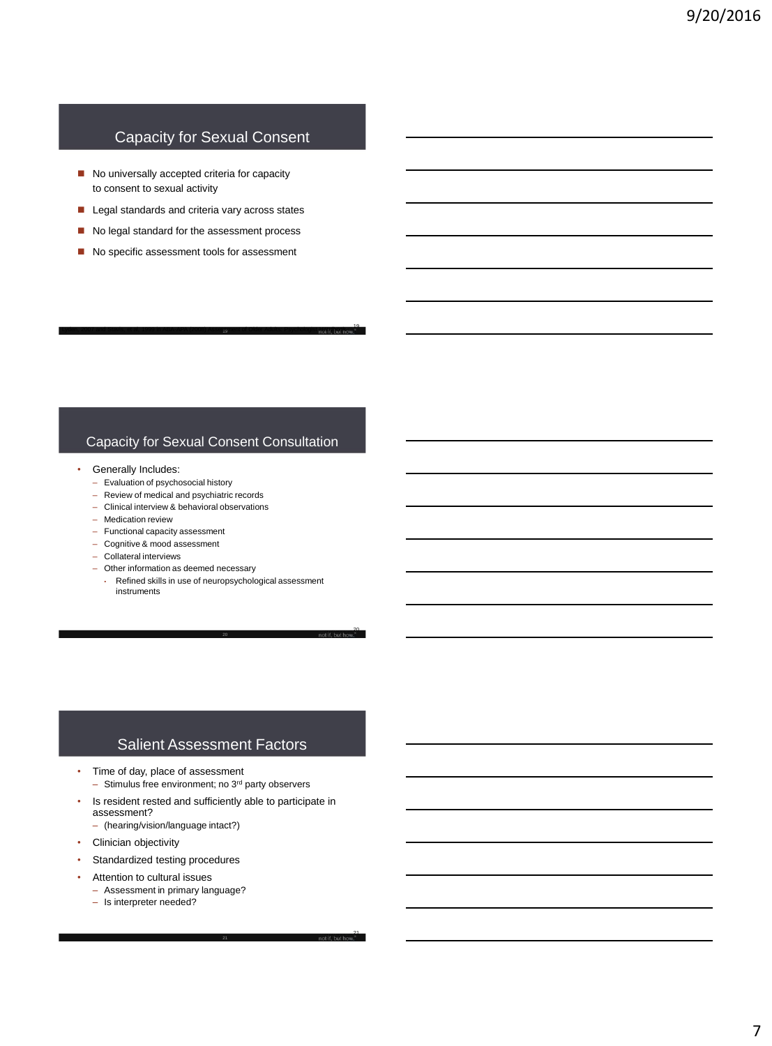## Capacity for Sexual Consent

- No universally accepted criteria for capacity to consent to sexual activity
- Legal standards and criteria vary across states
- No legal standard for the assessment process
- No specific assessment tools for assessment

## Capacity for Sexual Consent Consultation

- Generally Includes:
  - Evaluation of psychosocial history
  - Review of medical and psychiatric records
  - Clinical interview & behavioral observations
  - Medication review
  - Functional capacity assessment
  - Cognitive & mood assessment
  - Collateral interviews
  - Other information as deemed necessary
    - Refined skills in use of neuropsychological assessment instruments

## Salient Assessment Factors

- Time of day, place of assessment
  - Stimulus free environment; no 3rd party observers
- Is resident rested and sufficiently able to participate in assessment?
  - (hearing/vision/language intact?)
- Clinician objectivity
- Standardized testing procedures
- Attention to cultural issues
  - Assessment in primary language?
  - Is interpreter needed?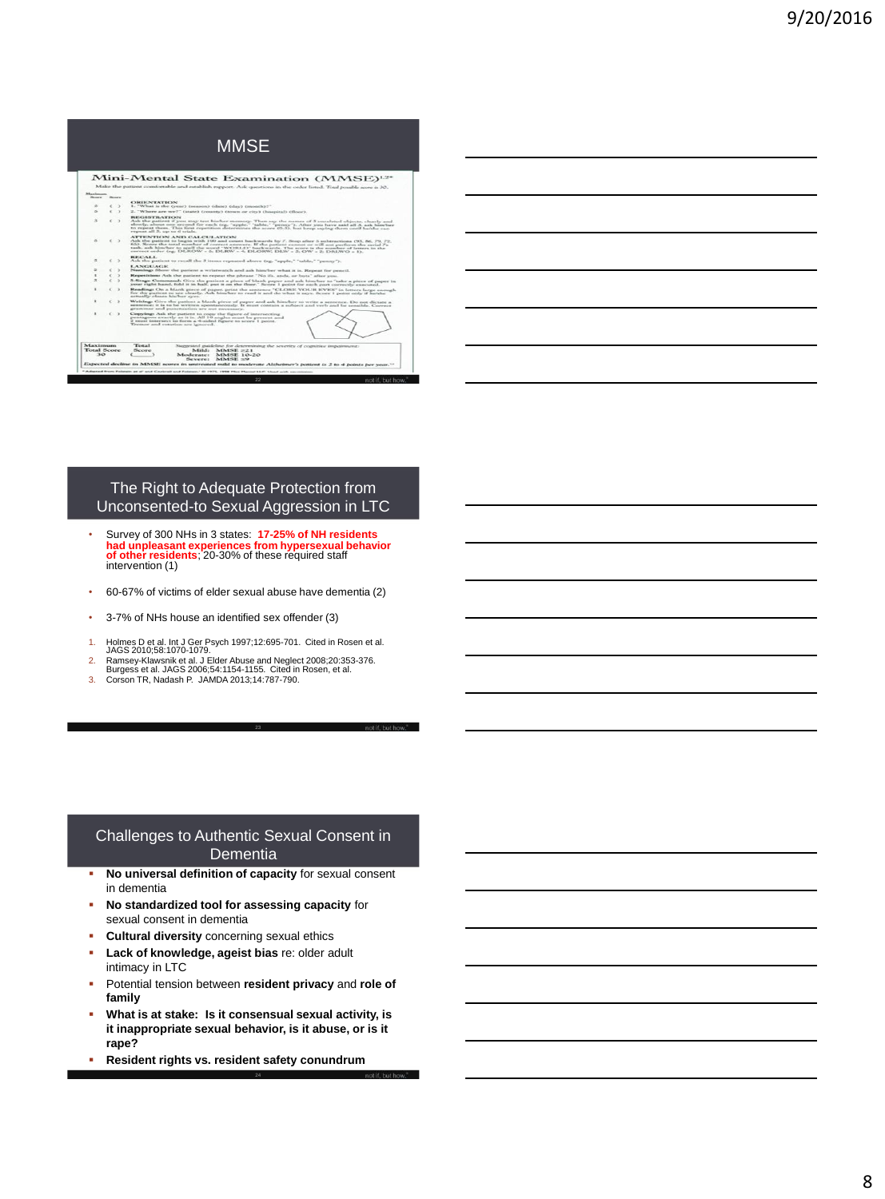## MMSE

### Mini-Mental State Examination (MMSE)

Make the patient comfortable and establish rapport. Ask questions in the order listed. Total possible score is 30.

| Maximum Score | Score | |
|---|---|---|
| | | **ORIENTATION** |
| 5 | ( ) | 1. "What is the (year) (season) (date) (day) (month)?" |
| 5 | ( ) | 2. "Where are we?" (state) (county) (town or city) (hospital) (floor) |
| | | **REGISTRATION** |
| 3 | ( ) | Ask the patient if you may test his/her memory. Then say the names of 3 unrelated objects, clearly and slowly, about one second for each (eg, "apple," "table," "penny"). After you have said all 3, ask him/her to repeat them. This first repetition determines the score (0-3), but keep saying them until he/she can repeat all 3, up to 6 trials. |
| | | **ATTENTION AND CALCULATION** |
| 5 | ( ) | Ask the patient to begin with 100 and count backwards by 7. Stop after 5 subtractions (93, 86, 79, 72, 65). Score the total number of correct answers. If the patient cannot or will not perform the serial 7s task, ask him/her to spell the word "WORLD" backwards. The score is the number of letters in the correct order (eg, DLROW = 5, DLRW = 4, DLORW DLW = 3, OW = 2, DWLRO = 1). |
| | | **RECALL** |
| 3 | ( ) | Ask the patient to recall the 3 items repeated above (eg, "apple," "table," "penny"). |
| | | **LANGUAGE** |
| 2 | ( ) | Naming: Show the patient a wristwatch and ask him/her what it is. Repeat for pencil. |
| 1 | ( ) | Repetition: Ask the patient to repeat the phrase "No ifs, ands, or buts" after you. |
| 3 | ( ) | 3-Stage Command: Give the patient a piece of blank paper and ask him/her to "take a piece of paper in your right hand, fold it in half, put it on the floor." Score 1 point for each part correctly executed. |
| 1 | ( ) | Reading: On a blank piece of paper, print the sentence "CLOSE YOUR EYES" in letters large enough for the patient to see clearly. Ask him/her to read it and do what it says. Score 1 point only if he/she actually closes his/her eyes. |
| 1 | ( ) | Writing: Give the patient a blank piece of paper and ask him/her to write a sentence. Do not dictate a sentence; it is to be written spontaneously. It must contain a subject and verb and be sensible. Correct grammar and punctuation are not necessary. |
| 1 | ( ) | Copying: Ask the patient to copy the figure of intersecting pentagons exactly as it is. All 10 angles must be present and 2 must intersect to form a 4-sided figure to score 1 point. Tremor and rotation are ignored. |

| Maximum Total Score | Total Score | Suggested guideline for determining the severity of cognitive impairment: |
|---|---|---|
| 30 | ( ) | Mild: MMSE ≥21; Moderate: MMSE 10-20; Severe: MMSE ≤9 |

Expected decline in MMSE scores in untreated mild to moderate Alzheimer's patient is 2 to 4 points per year.

## The Right to Adequate Protection from Unconsented-to Sexual Aggression in LTC

- Survey of 300 NHs in 3 states: **17-25% of NH residents had unpleasant experiences from hypersexual behavior of other residents**; 20-30% of these required staff intervention (1)
- 60-67% of victims of elder sexual abuse have dementia (2)
- 3-7% of NHs house an identified sex offender (3)

1. Holmes D et al. Int J Ger Psych 1997;12:695-701. Cited in Rosen et al. JAGS 2010;58:1070-1079.
2. Ramsey-Klawsnik et al. J Elder Abuse and Neglect 2008;20:353-376. Burgess et al. JAGS 2006;54:1154-1155. Cited in Rosen, et al.
3. Corson TR, Nadash P. JAMDA 2013;14:787-790.

## Challenges to Authentic Sexual Consent in Dementia

- **No universal definition of capacity** for sexual consent in dementia
- **No standardized tool for assessing capacity** for sexual consent in dementia
- **Cultural diversity** concerning sexual ethics
- **Lack of knowledge, ageist bias** re: older adult intimacy in LTC
- Potential tension between **resident privacy** and **role of family**
- **What is at stake: Is it consensual sexual activity, is it inappropriate sexual behavior, is it abuse, or is it rape?**
- **Resident rights vs. resident safety conundrum**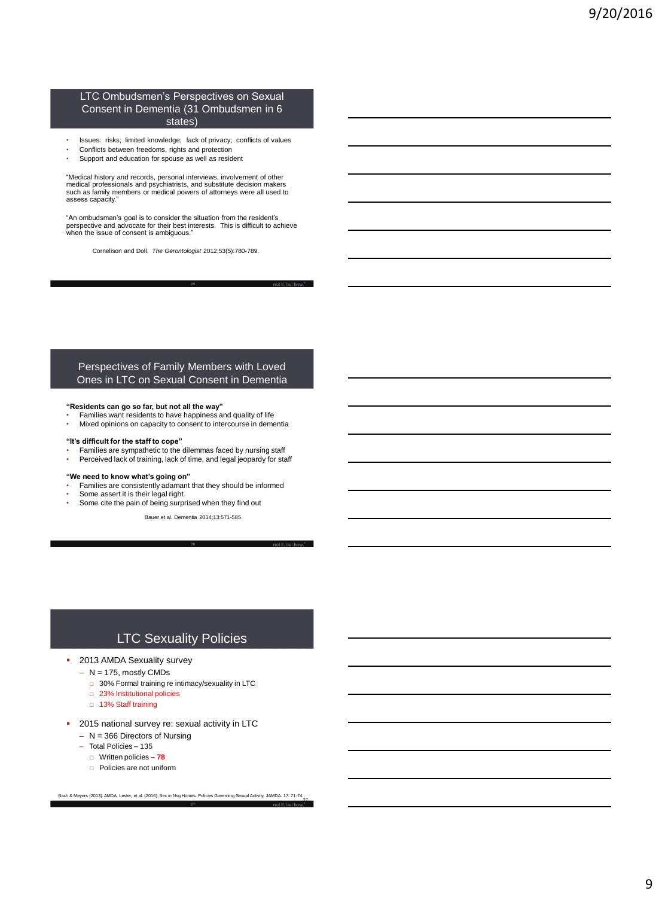## LTC Ombudsmen's Perspectives on Sexual Consent in Dementia (31 Ombudsmen in 6 states)

- Issues: risks; limited knowledge; lack of privacy; conflicts of values
- Conflicts between freedoms, rights and protection
- Support and education for spouse as well as resident

"Medical history and records, personal interviews, involvement of other medical professionals and psychiatrists, and substitute decision makers such as family members or medical powers of attorneys were all used to assess capacity."

"An ombudsman's goal is to consider the situation from the resident's perspective and advocate for their best interests. This is difficult to achieve when the issue of consent is ambiguous."

Cornelison and Doll. *The Gerontologist* 2012;53(5):780-789.

## Perspectives of Family Members with Loved Ones in LTC on Sexual Consent in Dementia

**"Residents can go so far, but not all the way"**

- Families want residents to have happiness and quality of life
- Mixed opinions on capacity to consent to intercourse in dementia

**"It's difficult for the staff to cope"**

- Families are sympathetic to the dilemmas faced by nursing staff
- Perceived lack of training, lack of time, and legal jeopardy for staff

**"We need to know what's going on"**

- Families are consistently adamant that they should be informed
- Some assert it is their legal right
- Some cite the pain of being surprised when they find out

Bauer et al. Dementia 2014;13:571-585

## LTC Sexuality Policies

- 2013 AMDA Sexuality survey
  - N = 175, mostly CMDs
    - 30% Formal training re intimacy/sexuality in LTC
    - 23% Institutional policies
    - 13% Staff training
- 2015 national survey re: sexual activity in LTC
  - N = 366 Directors of Nursing
  - Total Policies – 135
    - Written policies – **78**
    - Policies are not uniform

Bach & Meyers (2013). AMDA. Lester, et al. (2016). Sex in Nsg Homes: Policies Governing Sexual Activity. JAMDA. 17: 71-74.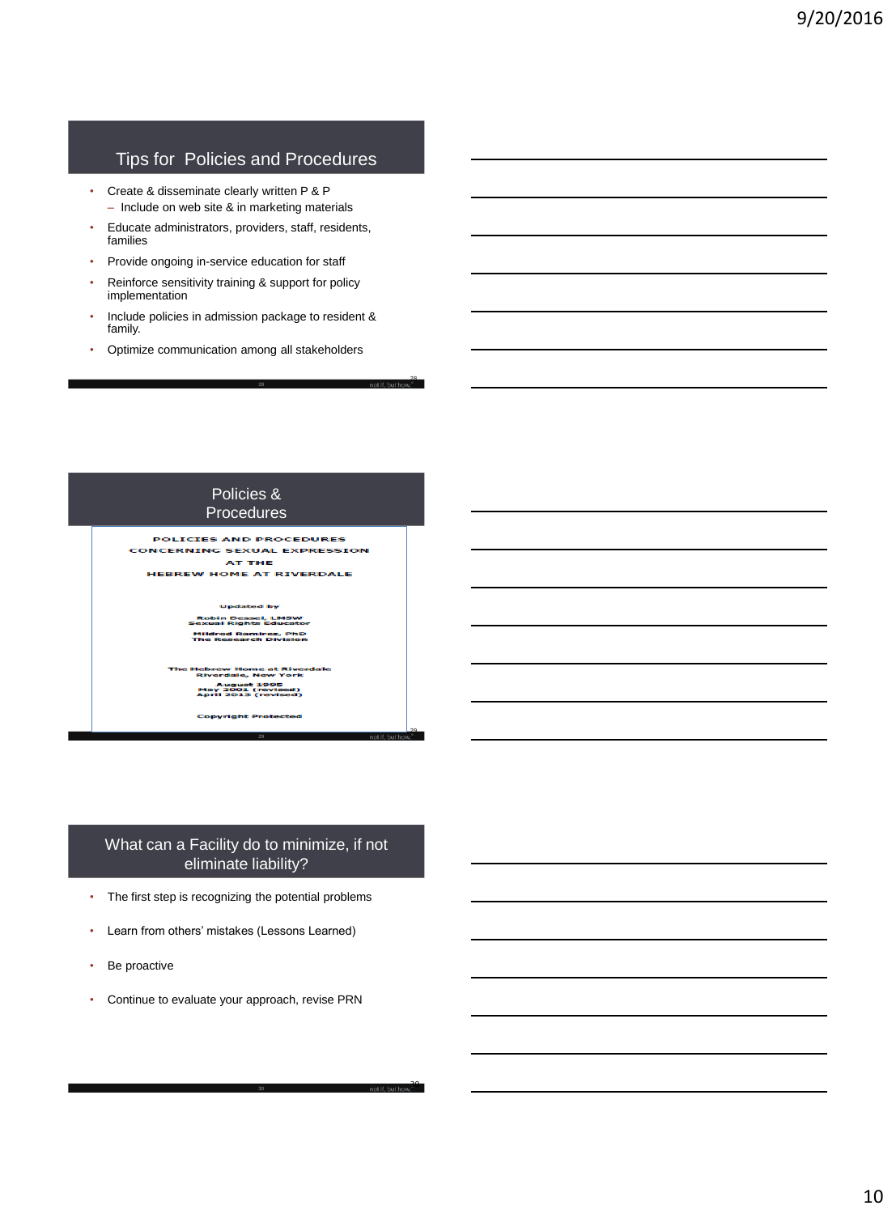## Tips for Policies and Procedures

- Create & disseminate clearly written P & P
  - Include on web site & in marketing materials
- Educate administrators, providers, staff, residents, families
- Provide ongoing in-service education for staff
- Reinforce sensitivity training & support for policy implementation
- Include policies in admission package to resident & family.
- Optimize communication among all stakeholders

## Policies & Procedures

POLICIES AND PROCEDURES
CONCERNING SEXUAL EXPRESSION
AT THE
HEBREW HOME AT RIVERDALE

Updated by

Robin Dessel, LMSW
Sexual Rights Educator

Mildred Ramirez, PhD
The Research Division

The Hebrew Home at Riverdale
Riverdale, New York

August 1995
May 2001 (revised)
April 2013 (revised)

Copyright Protected

## What can a Facility do to minimize, if not eliminate liability?

- The first step is recognizing the potential problems
- Learn from others' mistakes (Lessons Learned)
- Be proactive
- Continue to evaluate your approach, revise PRN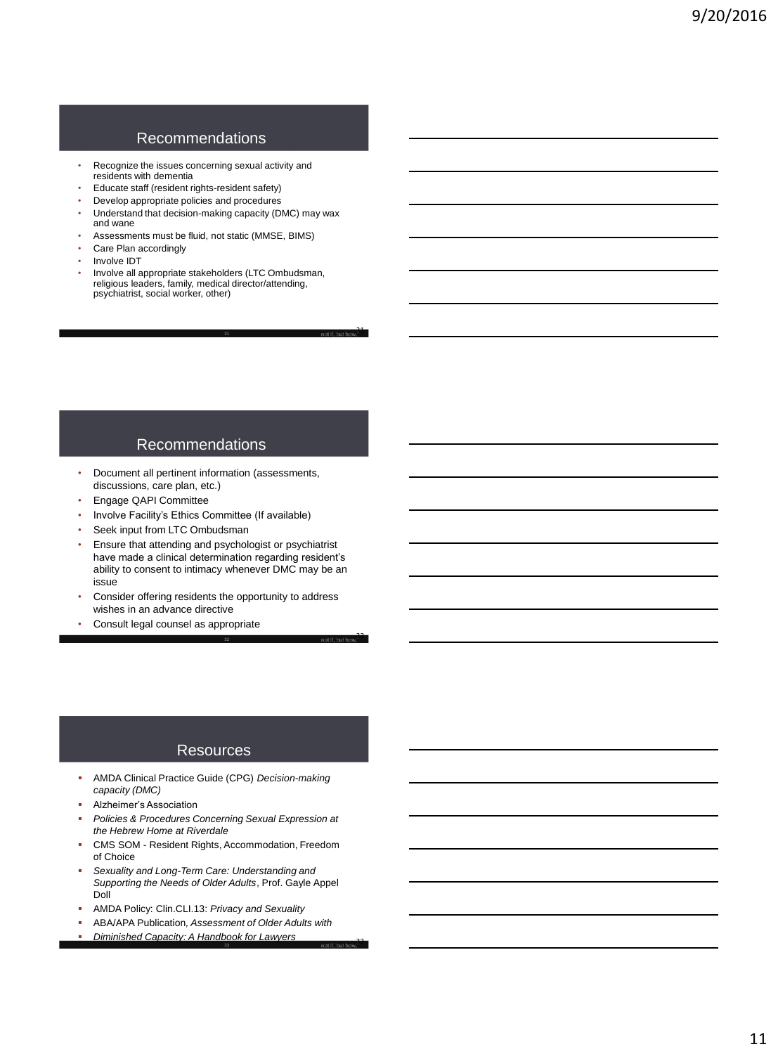## Recommendations

- Recognize the issues concerning sexual activity and residents with dementia
- Educate staff (resident rights-resident safety)
- Develop appropriate policies and procedures
- Understand that decision-making capacity (DMC) may wax and wane
- Assessments must be fluid, not static (MMSE, BIMS)
- Care Plan accordingly
- Involve IDT
- Involve all appropriate stakeholders (LTC Ombudsman, religious leaders, family, medical director/attending, psychiatrist, social worker, other)

## Recommendations

- Document all pertinent information (assessments, discussions, care plan, etc.)
- Engage QAPI Committee
- Involve Facility's Ethics Committee (If available)
- Seek input from LTC Ombudsman
- Ensure that attending and psychologist or psychiatrist have made a clinical determination regarding resident's ability to consent to intimacy whenever DMC may be an issue
- Consider offering residents the opportunity to address wishes in an advance directive
- Consult legal counsel as appropriate

## Resources

- AMDA Clinical Practice Guide (CPG) *Decision-making capacity (DMC)*
- Alzheimer's Association
- *Policies & Procedures Concerning Sexual Expression at the Hebrew Home at Riverdale*
- CMS SOM - Resident Rights, Accommodation, Freedom of Choice
- *Sexuality and Long-Term Care: Understanding and Supporting the Needs of Older Adults*, Prof. Gayle Appel Doll
- AMDA Policy: Clin.CLI.13: *Privacy and Sexuality*
- ABA/APA Publication, *Assessment of Older Adults with*
- *Diminished Capacity: A Handbook for Lawyers*